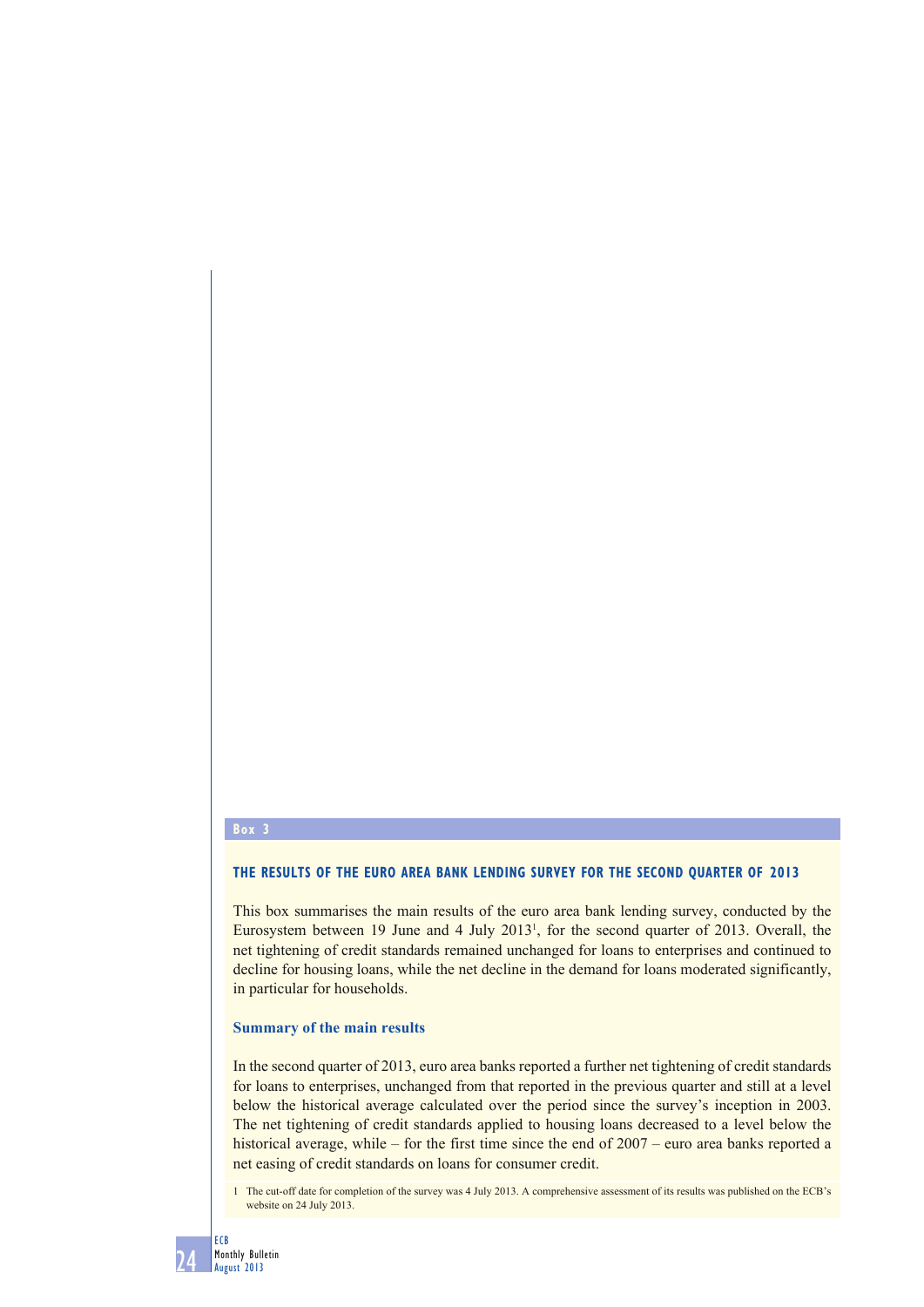**Box 3**

## THE RESULTS OF THE EURO AREA BANK LENDING SURVEY FOR THE SECOND QUARTER OF 2013

This box summarises the main results of the euro area bank lending survey, conducted by the Eurosystem between 19 June and 4 July 2013[1], for the second quarter of 2013. Overall, the net tightening of credit standards remained unchanged for loans to enterprises and continued to decline for housing loans, while the net decline in the demand for loans moderated significantly, in particular for households.

### Summary of the main results

In the second quarter of 2013, euro area banks reported a further net tightening of credit standards for loans to enterprises, unchanged from that reported in the previous quarter and still at a level below the historical average calculated over the period since the survey's inception in 2003. The net tightening of credit standards applied to housing loans decreased to a level below the historical average, while – for the first time since the end of 2007 – euro area banks reported a net easing of credit standards on loans for consumer credit.

1 The cut-off date for completion of the survey was 4 July 2013. A comprehensive assessment of its results was published on the ECB's website on 24 July 2013.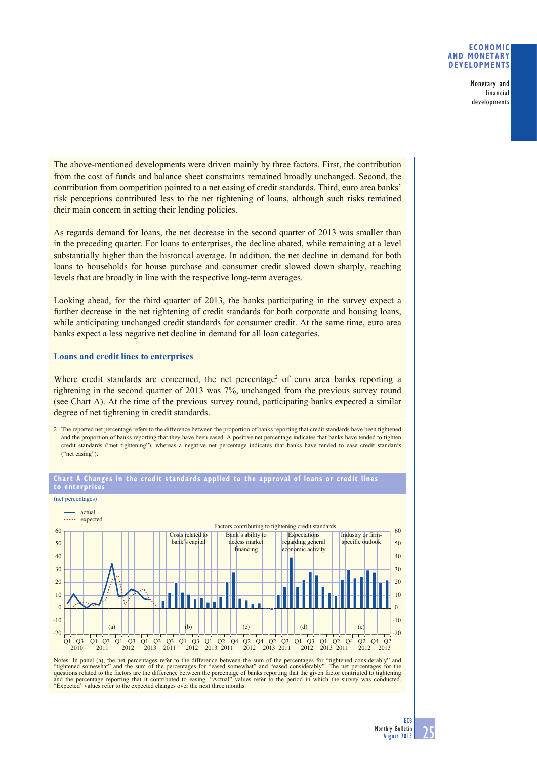The above-mentioned developments were driven mainly by three factors. First, the contribution from the cost of funds and balance sheet constraints remained broadly unchanged. Second, the contribution from competition pointed to a net easing of credit standards. Third, euro area banks' risk perceptions contributed less to the net tightening of loans, although such risks remained their main concern in setting their lending policies.

As regards demand for loans, the net decrease in the second quarter of 2013 was smaller than in the preceding quarter. For loans to enterprises, the decline abated, while remaining at a level substantially higher than the historical average. In addition, the net decline in demand for both loans to households for house purchase and consumer credit slowed down sharply, reaching levels that are broadly in line with the respective long-term averages.

Looking ahead, for the third quarter of 2013, the banks participating in the survey expect a further decrease in the net tightening of credit standards for both corporate and housing loans, while anticipating unchanged credit standards for consumer credit. At the same time, euro area banks expect a less negative net decline in demand for all loan categories.

### Loans and credit lines to enterprises

Where credit standards are concerned, the net percentage[2] of euro area banks reporting a tightening in the second quarter of 2013 was 7%, unchanged from the previous survey round (see Chart A). At the time of the previous survey round, participating banks expected a similar degree of net tightening in credit standards.

2 The reported net percentage refers to the difference between the proportion of banks reporting that credit standards have been tightened and the proportion of banks reporting that they have been eased. A positive net percentage indicates that banks have tended to tighten credit standards ("net tightening"), whereas a negative net percentage indicates that banks have tended to ease credit standards ("net easing").

**Chart A Changes in the credit standards applied to the approval of loans or credit lines to enterprises**

(net percentages)

Notes: In panel (a), the net percentages refer to the difference between the sum of the percentages for "tightened considerably" and "tightened somewhat" and the sum of the percentages for "eased somewhat" and "eased considerably". The net percentages for the questions related to the factors are the difference between the percentage of banks reporting that the given factor contriuted to tightening and the percentage reporting that it contributed to easing. "Actual" values refer to the period in which the survey was conducted. "Expected" values refer to the expected changes over the next three months.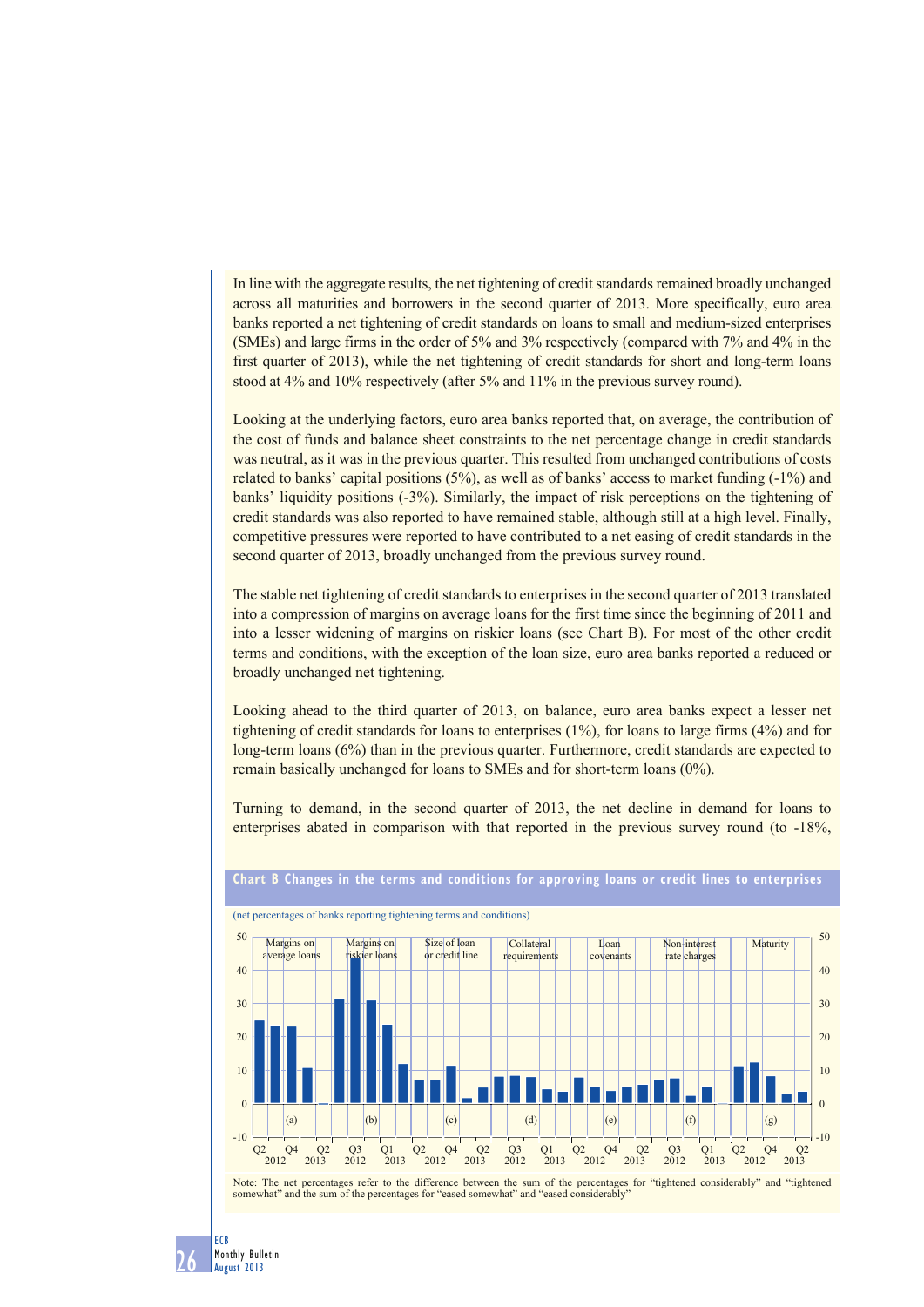In line with the aggregate results, the net tightening of credit standards remained broadly unchanged across all maturities and borrowers in the second quarter of 2013. More specifically, euro area banks reported a net tightening of credit standards on loans to small and medium-sized enterprises (SMEs) and large firms in the order of 5% and 3% respectively (compared with 7% and 4% in the first quarter of 2013), while the net tightening of credit standards for short and long-term loans stood at 4% and 10% respectively (after 5% and 11% in the previous survey round).

Looking at the underlying factors, euro area banks reported that, on average, the contribution of the cost of funds and balance sheet constraints to the net percentage change in credit standards was neutral, as it was in the previous quarter. This resulted from unchanged contributions of costs related to banks' capital positions (5%), as well as of banks' access to market funding (-1%) and banks' liquidity positions (-3%). Similarly, the impact of risk perceptions on the tightening of credit standards was also reported to have remained stable, although still at a high level. Finally, competitive pressures were reported to have contributed to a net easing of credit standards in the second quarter of 2013, broadly unchanged from the previous survey round.

The stable net tightening of credit standards to enterprises in the second quarter of 2013 translated into a compression of margins on average loans for the first time since the beginning of 2011 and into a lesser widening of margins on riskier loans (see Chart B). For most of the other credit terms and conditions, with the exception of the loan size, euro area banks reported a reduced or broadly unchanged net tightening.

Looking ahead to the third quarter of 2013, on balance, euro area banks expect a lesser net tightening of credit standards for loans to enterprises (1%), for loans to large firms (4%) and for long-term loans (6%) than in the previous quarter. Furthermore, credit standards are expected to remain basically unchanged for loans to SMEs and for short-term loans (0%).

Turning to demand, in the second quarter of 2013, the net decline in demand for loans to enterprises abated in comparison with that reported in the previous survey round (to -18%,

**Chart B Changes in the terms and conditions for approving loans or credit lines to enterprises**

(net percentages of banks reporting tightening terms and conditions)

Panels: (a) Margins on average loans; (b) Margins on riskier loans; (c) Size of loan or credit line; (d) Collateral requirements; (e) Loan covenants; (f) Non-interest rate charges; (g) Maturity

Quarters shown for each panel: Q2 2012, Q3 2012, Q4 2012, Q1 2013, Q2 2013

Note: The net percentages refer to the difference between the sum of the percentages for "tightened considerably" and "tightened somewhat" and the sum of the percentages for "eased somewhat" and "eased considerably".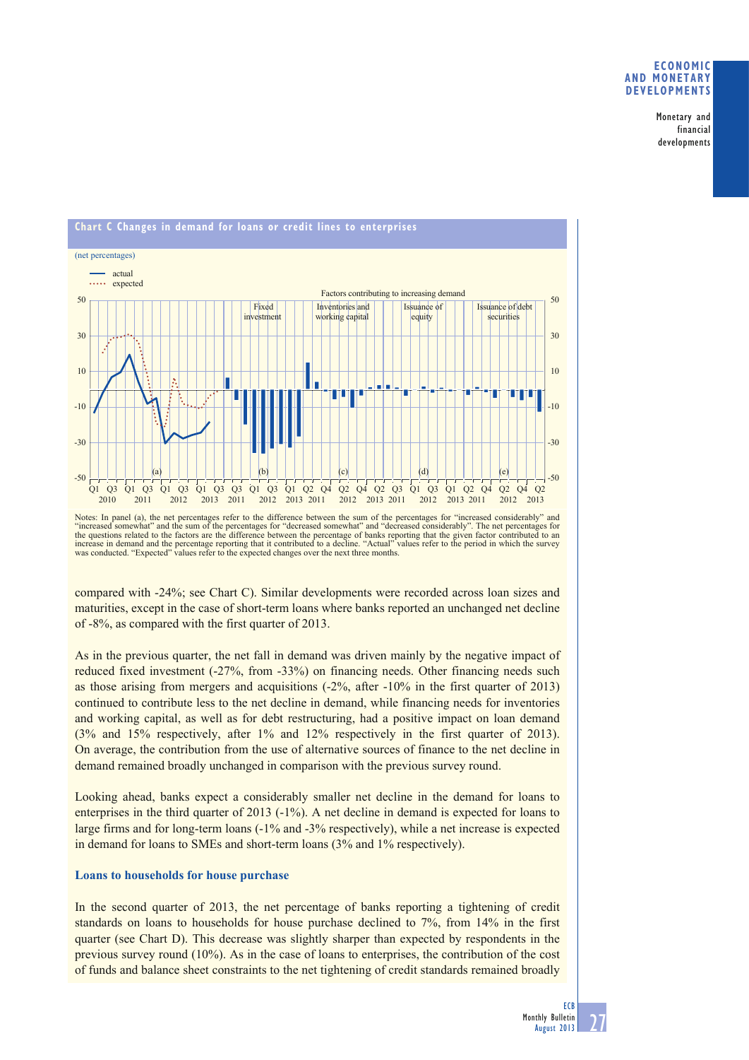**Chart C Changes in demand for loans or credit lines to enterprises**

(net percentages)

Notes: In panel (a), the net percentages refer to the difference between the sum of the percentages for "increased considerably" and "increased somewhat" and the sum of the percentages for "decreased somewhat" and "decreased considerably". The net percentages for the questions related to the factors are the difference between the percentage of banks reporting that the given factor contributed to an increase in demand and the percentage reporting that it contributed to a decline. "Actual" values refer to the period in which the survey was conducted. "Expected" values refer to the expected changes over the next three months.

compared with -24%; see Chart C). Similar developments were recorded across loan sizes and maturities, except in the case of short-term loans where banks reported an unchanged net decline of -8%, as compared with the first quarter of 2013.

As in the previous quarter, the net fall in demand was driven mainly by the negative impact of reduced fixed investment (-27%, from -33%) on financing needs. Other financing needs such as those arising from mergers and acquisitions (-2%, after -10% in the first quarter of 2013) continued to contribute less to the net decline in demand, while financing needs for inventories and working capital, as well as for debt restructuring, had a positive impact on loan demand (3% and 15% respectively, after 1% and 12% respectively in the first quarter of 2013). On average, the contribution from the use of alternative sources of finance to the net decline in demand remained broadly unchanged in comparison with the previous survey round.

Looking ahead, banks expect a considerably smaller net decline in the demand for loans to enterprises in the third quarter of 2013 (-1%). A net decline in demand is expected for loans to large firms and for long-term loans (-1% and -3% respectively), while a net increase is expected in demand for loans to SMEs and short-term loans (3% and 1% respectively).

### Loans to households for house purchase

In the second quarter of 2013, the net percentage of banks reporting a tightening of credit standards on loans to households for house purchase declined to 7%, from 14% in the first quarter (see Chart D). This decrease was slightly sharper than expected by respondents in the previous survey round (10%). As in the case of loans to enterprises, the contribution of the cost of funds and balance sheet constraints to the net tightening of credit standards remained broadly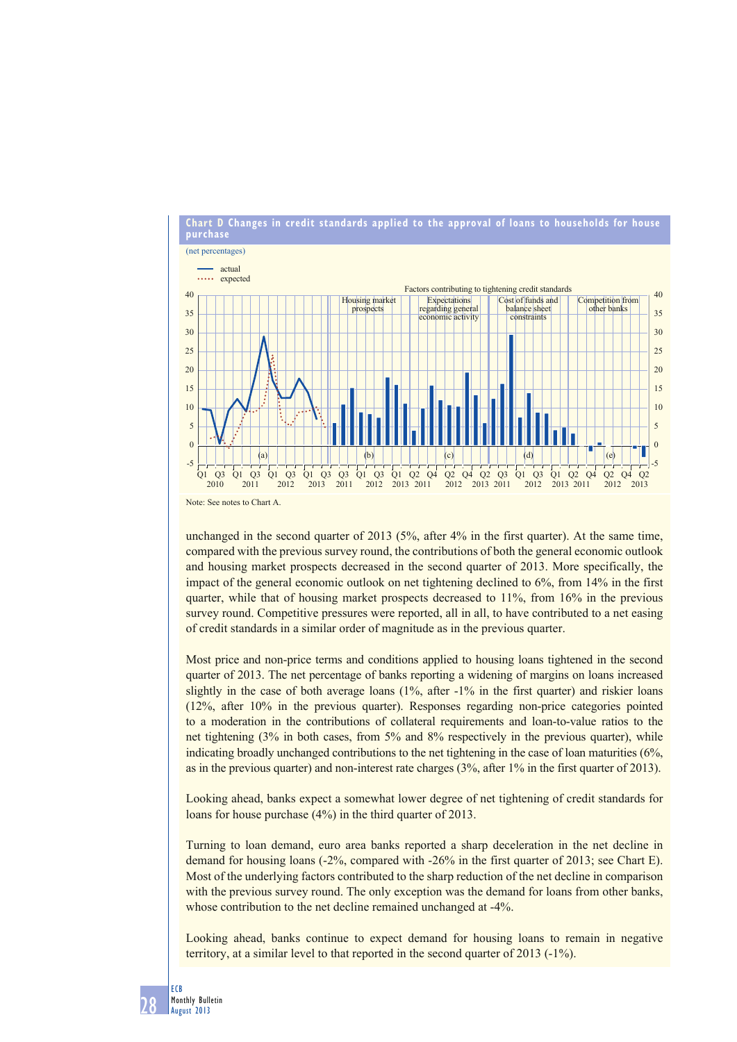**Chart D Changes in credit standards applied to the approval of loans to households for house purchase**

(net percentages)

Note: See notes to Chart A.

unchanged in the second quarter of 2013 (5%, after 4% in the first quarter). At the same time, compared with the previous survey round, the contributions of both the general economic outlook and housing market prospects decreased in the second quarter of 2013. More specifically, the impact of the general economic outlook on net tightening declined to 6%, from 14% in the first quarter, while that of housing market prospects decreased to 11%, from 16% in the previous survey round. Competitive pressures were reported, all in all, to have contributed to a net easing of credit standards in a similar order of magnitude as in the previous quarter.

Most price and non-price terms and conditions applied to housing loans tightened in the second quarter of 2013. The net percentage of banks reporting a widening of margins on loans increased slightly in the case of both average loans (1%, after -1% in the first quarter) and riskier loans (12%, after 10% in the previous quarter). Responses regarding non-price categories pointed to a moderation in the contributions of collateral requirements and loan-to-value ratios to the net tightening (3% in both cases, from 5% and 8% respectively in the previous quarter), while indicating broadly unchanged contributions to the net tightening in the case of loan maturities (6%, as in the previous quarter) and non-interest rate charges (3%, after 1% in the first quarter of 2013).

Looking ahead, banks expect a somewhat lower degree of net tightening of credit standards for loans for house purchase (4%) in the third quarter of 2013.

Turning to loan demand, euro area banks reported a sharp deceleration in the net decline in demand for housing loans (-2%, compared with -26% in the first quarter of 2013; see Chart E). Most of the underlying factors contributed to the sharp reduction of the net decline in comparison with the previous survey round. The only exception was the demand for loans from other banks, whose contribution to the net decline remained unchanged at -4%.

Looking ahead, banks continue to expect demand for housing loans to remain in negative territory, at a similar level to that reported in the second quarter of 2013 (-1%).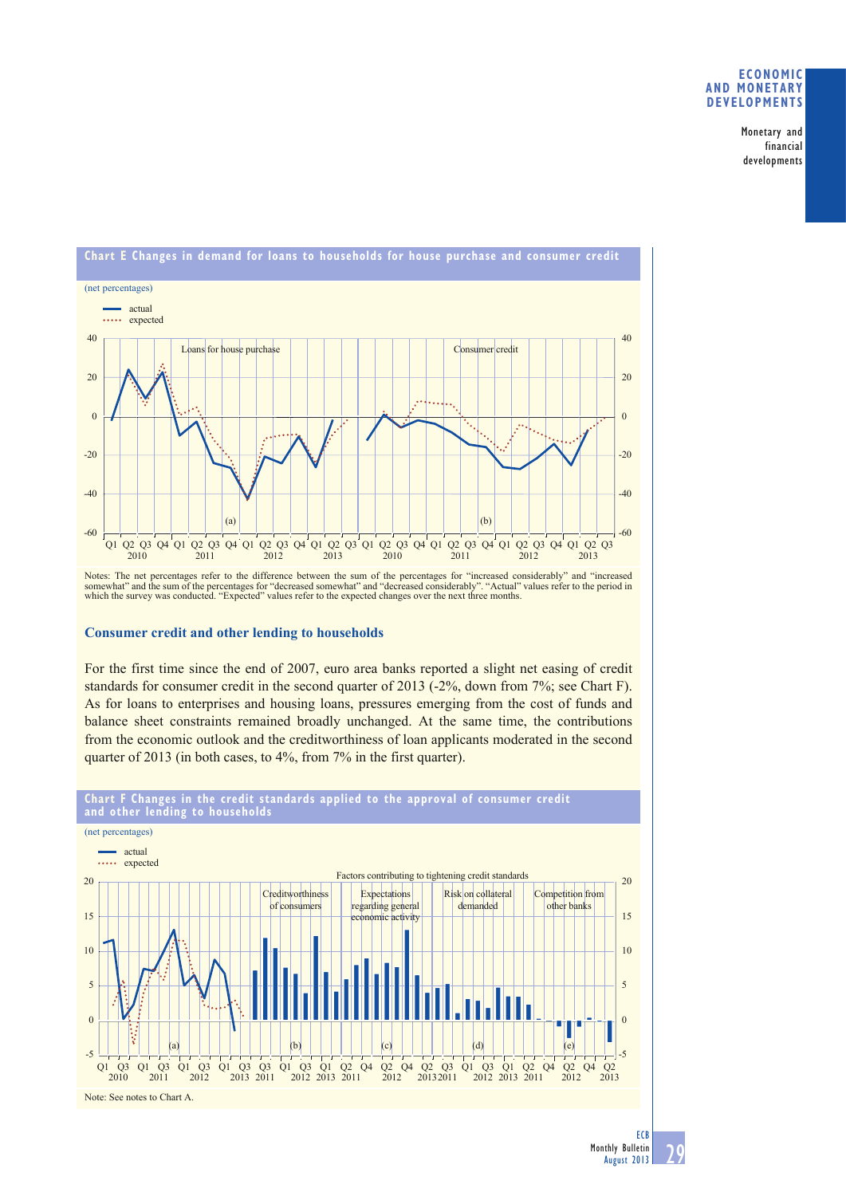**Chart E Changes in demand for loans to households for house purchase and consumer credit**

(net percentages)

Notes: The net percentages refer to the difference between the sum of the percentages for "increased considerably" and "increased somewhat" and the sum of the percentages for "decreased somewhat" and "decreased considerably". "Actual" values refer to the period in which the survey was conducted. "Expected" values refer to the expected changes over the next three months.

### Consumer credit and other lending to households

For the first time since the end of 2007, euro area banks reported a slight net easing of credit standards for consumer credit in the second quarter of 2013 (-2%, down from 7%; see Chart F). As for loans to enterprises and housing loans, pressures emerging from the cost of funds and balance sheet constraints remained broadly unchanged. At the same time, the contributions from the economic outlook and the creditworthiness of loan applicants moderated in the second quarter of 2013 (in both cases, to 4%, from 7% in the first quarter).

**Chart F Changes in the credit standards applied to the approval of consumer credit and other lending to households**

(net percentages)

Note: See notes to Chart A.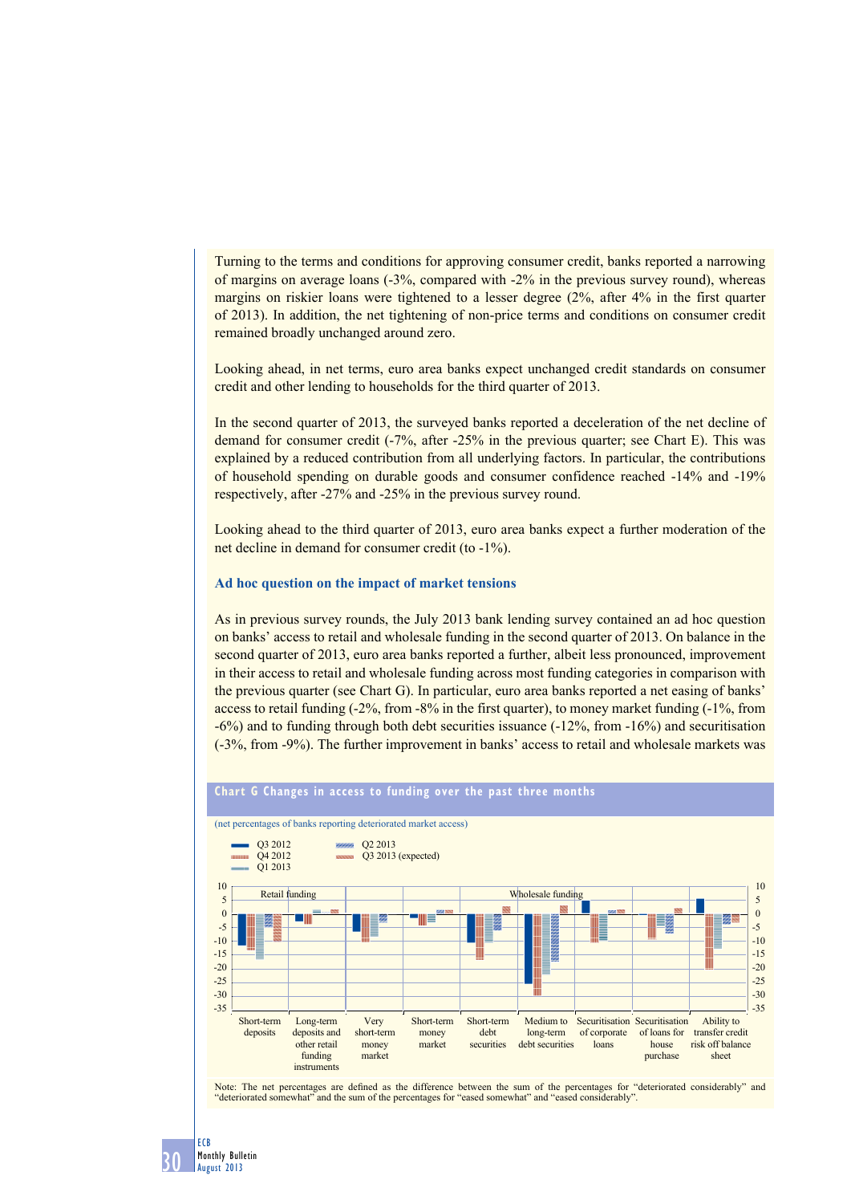Turning to the terms and conditions for approving consumer credit, banks reported a narrowing of margins on average loans (-3%, compared with -2% in the previous survey round), whereas margins on riskier loans were tightened to a lesser degree (2%, after 4% in the first quarter of 2013). In addition, the net tightening of non-price terms and conditions on consumer credit remained broadly unchanged around zero.

Looking ahead, in net terms, euro area banks expect unchanged credit standards on consumer credit and other lending to households for the third quarter of 2013.

In the second quarter of 2013, the surveyed banks reported a deceleration of the net decline of demand for consumer credit (-7%, after -25% in the previous quarter; see Chart E). This was explained by a reduced contribution from all underlying factors. In particular, the contributions of household spending on durable goods and consumer confidence reached -14% and -19% respectively, after -27% and -25% in the previous survey round.

Looking ahead to the third quarter of 2013, euro area banks expect a further moderation of the net decline in demand for consumer credit (to -1%).

### Ad hoc question on the impact of market tensions

As in previous survey rounds, the July 2013 bank lending survey contained an ad hoc question on banks' access to retail and wholesale funding in the second quarter of 2013. On balance in the second quarter of 2013, euro area banks reported a further, albeit less pronounced, improvement in their access to retail and wholesale funding across most funding categories in comparison with the previous quarter (see Chart G). In particular, euro area banks reported a net easing of banks' access to retail funding (-2%, from -8% in the first quarter), to money market funding (-1%, from -6%) and to funding through both debt securities issuance (-12%, from -16%) and securitisation (-3%, from -9%). The further improvement in banks' access to retail and wholesale markets was

**Chart G Changes in access to funding over the past three months**

(net percentages of banks reporting deteriorated market access)

Legend: Q3 2012; Q4 2012; Q1 2013; Q2 2013; Q3 2013 (expected)

Retail funding: Short-term deposits; Long-term deposits and other retail funding instruments

Wholesale funding: Very short-term money market; Short-term money market; Short-term debt securities; Medium to long-term debt securities; Securitisation of corporate loans; Securitisation of loans for house purchase; Ability to transfer credit risk off balance sheet

Note: The net percentages are defined as the difference between the sum of the percentages for "deteriorated considerably" and "deteriorated somewhat" and the sum of the percentages for "eased somewhat" and "eased considerably".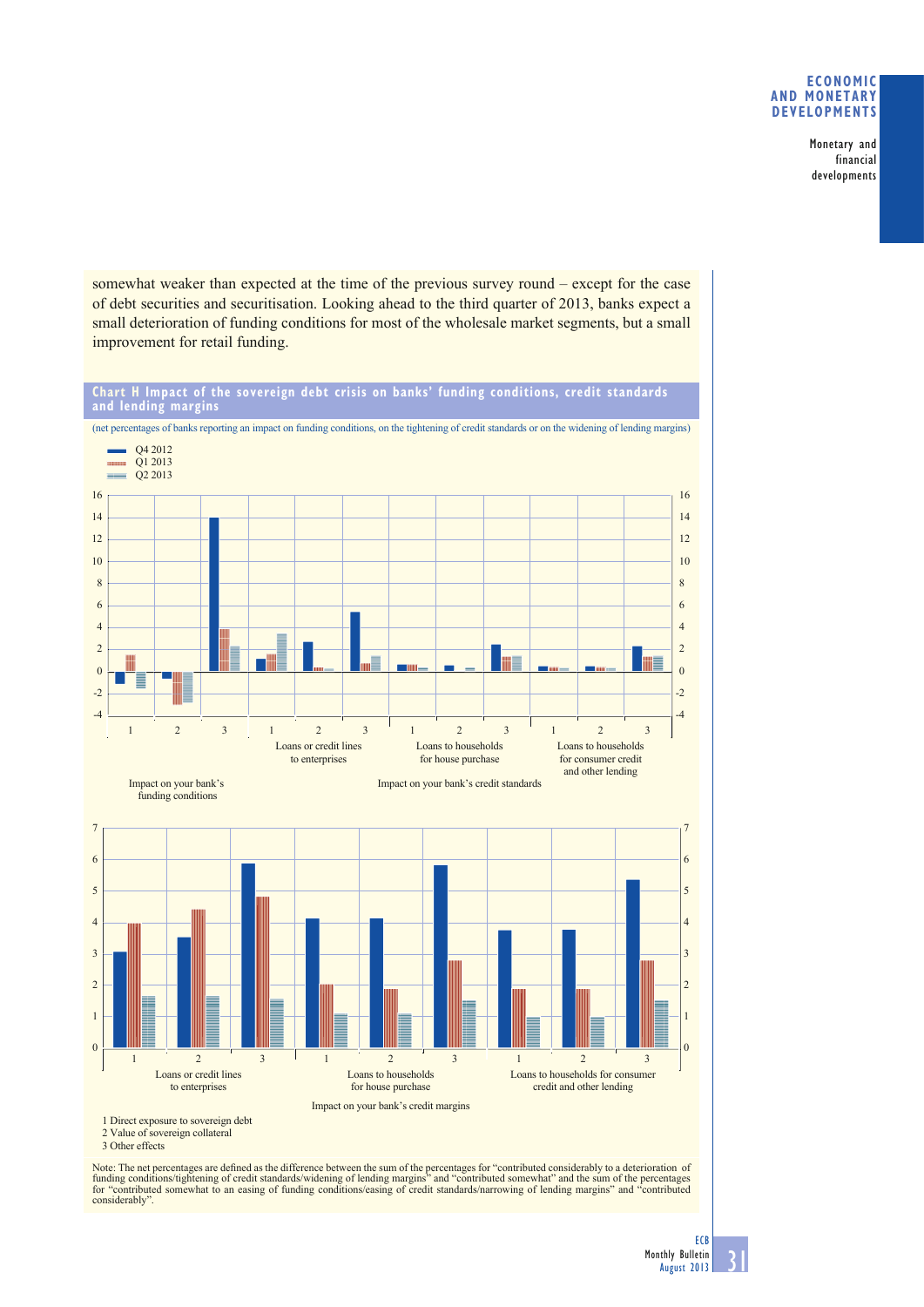somewhat weaker than expected at the time of the previous survey round – except for the case of debt securities and securitisation. Looking ahead to the third quarter of 2013, banks expect a small deterioration of funding conditions for most of the wholesale market segments, but a small improvement for retail funding.

**Chart H Impact of the sovereign debt crisis on banks' funding conditions, credit standards and lending margins**

(net percentages of banks reporting an impact on funding conditions, on the tightening of credit standards or on the widening of lending margins)

Q4 2012
Q1 2013
Q2 2013

Impact on your bank's funding conditions

Impact on your bank's credit standards: Loans or credit lines to enterprises; Loans to households for house purchase; Loans to households for consumer credit and other lending

Impact on your bank's credit margins: Loans or credit lines to enterprises; Loans to households for house purchase; Loans to households for consumer credit and other lending

1 Direct exposure to sovereign debt
2 Value of sovereign collateral
3 Other effects

Note: The net percentages are defined as the difference between the sum of the percentages for "contributed considerably to a deterioration of funding conditions/tightening of credit standards/widening of lending margins" and "contributed somewhat" and the sum of the percentages for "contributed somewhat to an easing of funding conditions/easing of credit standards/narrowing of lending margins" and "contributed considerably".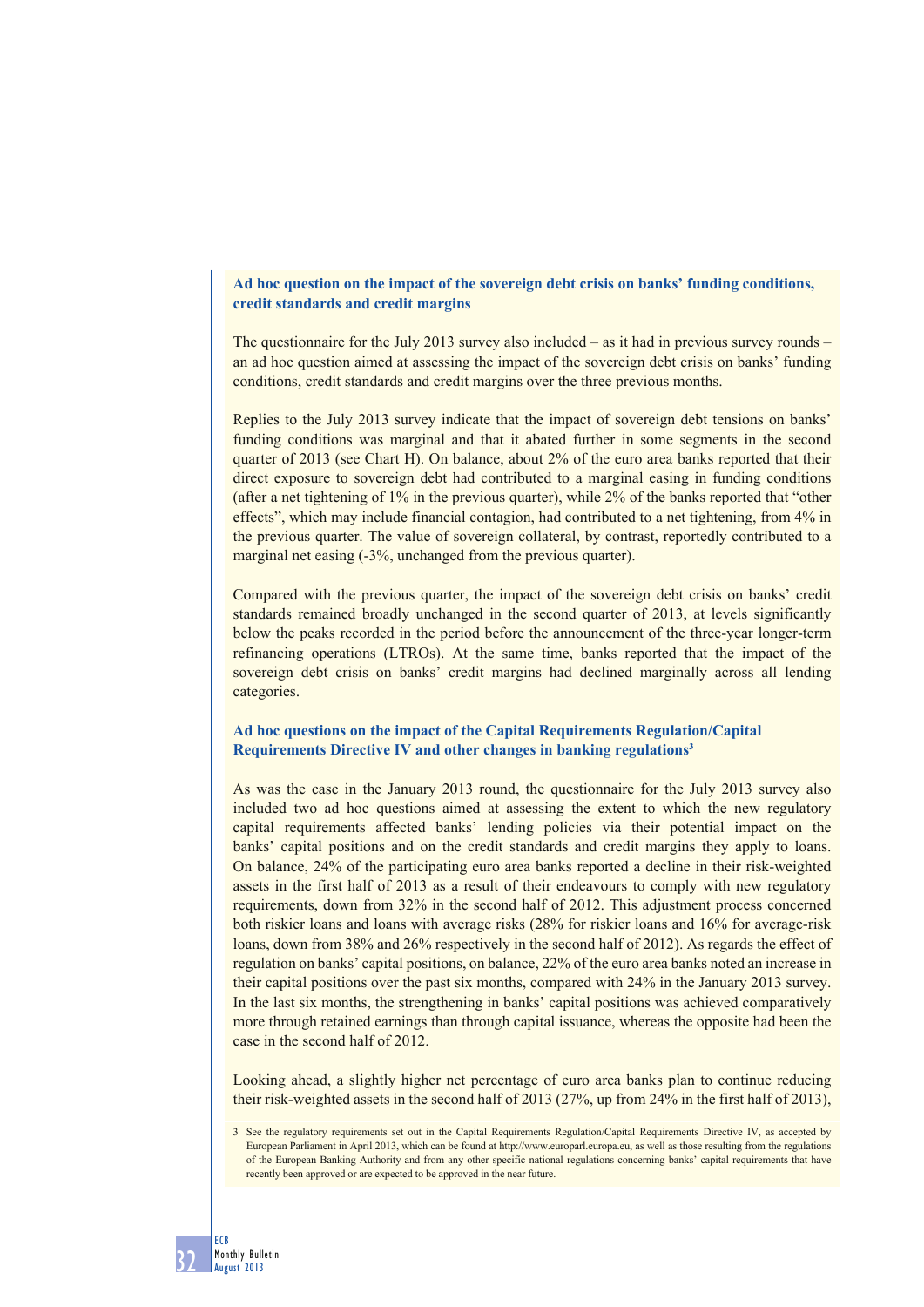### Ad hoc question on the impact of the sovereign debt crisis on banks' funding conditions, credit standards and credit margins

The questionnaire for the July 2013 survey also included – as it had in previous survey rounds – an ad hoc question aimed at assessing the impact of the sovereign debt crisis on banks' funding conditions, credit standards and credit margins over the three previous months.

Replies to the July 2013 survey indicate that the impact of sovereign debt tensions on banks' funding conditions was marginal and that it abated further in some segments in the second quarter of 2013 (see Chart H). On balance, about 2% of the euro area banks reported that their direct exposure to sovereign debt had contributed to a marginal easing in funding conditions (after a net tightening of 1% in the previous quarter), while 2% of the banks reported that "other effects", which may include financial contagion, had contributed to a net tightening, from 4% in the previous quarter. The value of sovereign collateral, by contrast, reportedly contributed to a marginal net easing (-3%, unchanged from the previous quarter).

Compared with the previous quarter, the impact of the sovereign debt crisis on banks' credit standards remained broadly unchanged in the second quarter of 2013, at levels significantly below the peaks recorded in the period before the announcement of the three-year longer-term refinancing operations (LTROs). At the same time, banks reported that the impact of the sovereign debt crisis on banks' credit margins had declined marginally across all lending categories.

### Ad hoc questions on the impact of the Capital Requirements Regulation/Capital Requirements Directive IV and other changes in banking regulations[3]

As was the case in the January 2013 round, the questionnaire for the July 2013 survey also included two ad hoc questions aimed at assessing the extent to which the new regulatory capital requirements affected banks' lending policies via their potential impact on the banks' capital positions and on the credit standards and credit margins they apply to loans. On balance, 24% of the participating euro area banks reported a decline in their risk-weighted assets in the first half of 2013 as a result of their endeavours to comply with new regulatory requirements, down from 32% in the second half of 2012. This adjustment process concerned both riskier loans and loans with average risks (28% for riskier loans and 16% for average-risk loans, down from 38% and 26% respectively in the second half of 2012). As regards the effect of regulation on banks' capital positions, on balance, 22% of the euro area banks noted an increase in their capital positions over the past six months, compared with 24% in the January 2013 survey. In the last six months, the strengthening in banks' capital positions was achieved comparatively more through retained earnings than through capital issuance, whereas the opposite had been the case in the second half of 2012.

Looking ahead, a slightly higher net percentage of euro area banks plan to continue reducing their risk-weighted assets in the second half of 2013 (27%, up from 24% in the first half of 2013),

3 See the regulatory requirements set out in the Capital Requirements Regulation/Capital Requirements Directive IV, as accepted by European Parliament in April 2013, which can be found at http://www.europarl.europa.eu, as well as those resulting from the regulations of the European Banking Authority and from any other specific national regulations concerning banks' capital requirements that have recently been approved or are expected to be approved in the near future.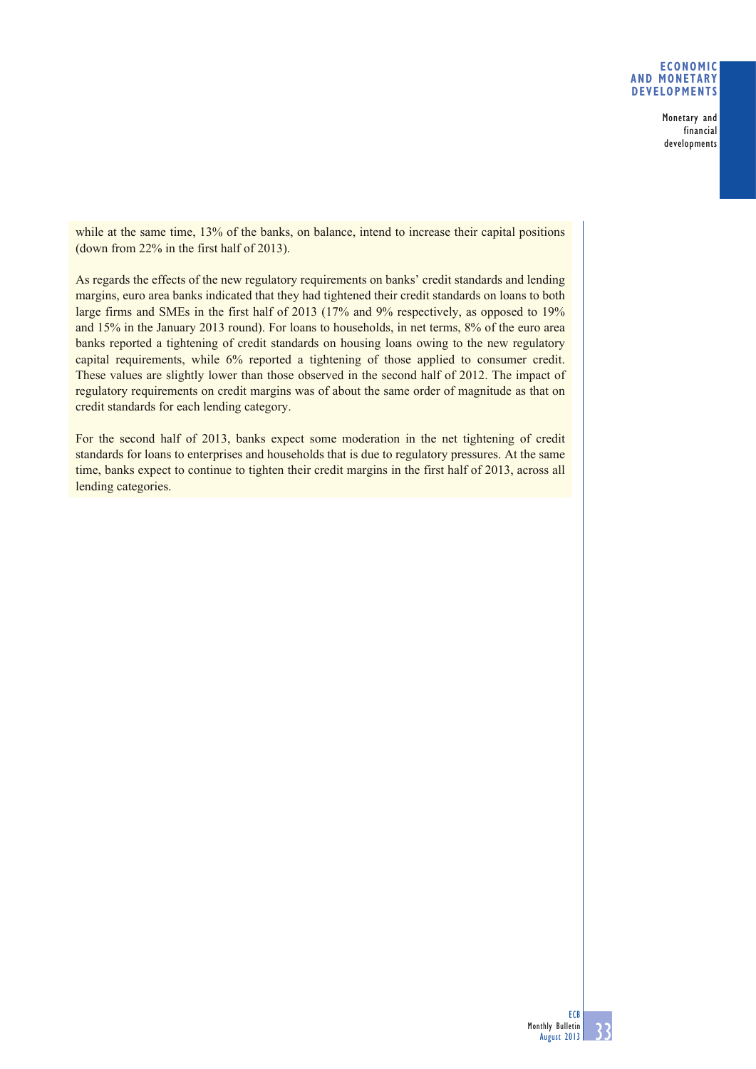while at the same time, 13% of the banks, on balance, intend to increase their capital positions (down from 22% in the first half of 2013).

As regards the effects of the new regulatory requirements on banks' credit standards and lending margins, euro area banks indicated that they had tightened their credit standards on loans to both large firms and SMEs in the first half of 2013 (17% and 9% respectively, as opposed to 19% and 15% in the January 2013 round). For loans to households, in net terms, 8% of the euro area banks reported a tightening of credit standards on housing loans owing to the new regulatory capital requirements, while 6% reported a tightening of those applied to consumer credit. These values are slightly lower than those observed in the second half of 2012. The impact of regulatory requirements on credit margins was of about the same order of magnitude as that on credit standards for each lending category.

For the second half of 2013, banks expect some moderation in the net tightening of credit standards for loans to enterprises and households that is due to regulatory pressures. At the same time, banks expect to continue to tighten their credit margins in the first half of 2013, across all lending categories.